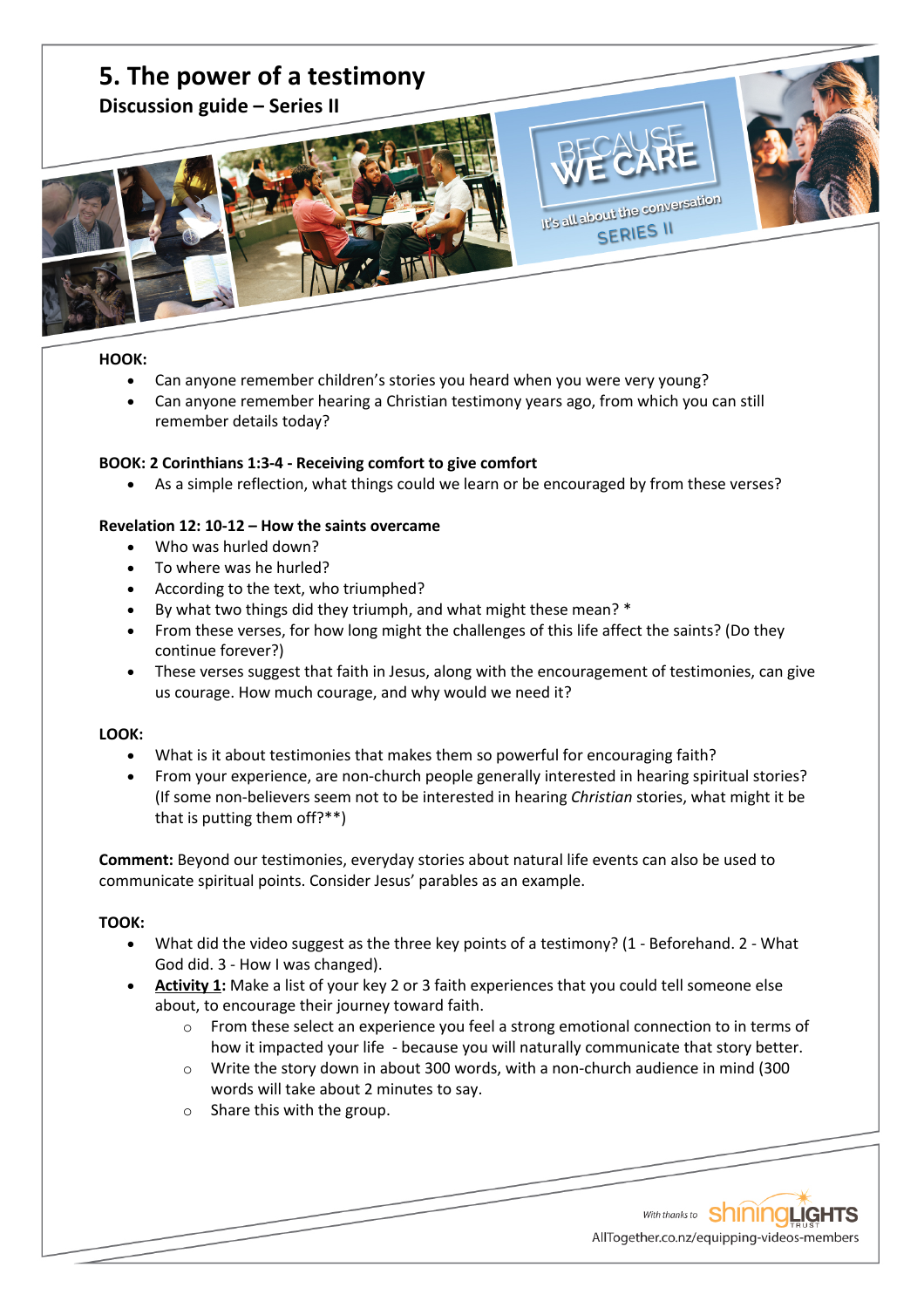# 5. The power of a testimony

## Discussion guide – Series II

**HOOK:**

- Can anyone remember children's stories you heard when you were very young?
- Can anyone remember hearing a Christian testimony years ago, from which you can still remember details today?

**BOOK: 2 Corinthians 1:3-4 - Receiving comfort to give comfort**

- As a simple reflection, what things could we learn or be encouraged by from these verses?

**Revelation 12: 10-12 – How the saints overcame**

- Who was hurled down?
- To where was he hurled?
- According to the text, who triumphed?
- By what two things did they triumph, and what might these mean? *
- From these verses, for how long might the challenges of this life affect the saints? (Do they continue forever?)
- These verses suggest that faith in Jesus, along with the encouragement of testimonies, can give us courage. How much courage, and why would we need it?

**LOOK:**

- What is it about testimonies that makes them so powerful for encouraging faith?
- From your experience, are non-church people generally interested in hearing spiritual stories? (If some non-believers seem not to be interested in hearing *Christian* stories, what might it be that is putting them off?**)

**Comment:** Beyond our testimonies, everyday stories about natural life events can also be used to communicate spiritual points. Consider Jesus' parables as an example.

**TOOK:**

- What did the video suggest as the three key points of a testimony? (1 - Beforehand. 2 - What God did. 3 - How I was changed).
- **Activity 1:** Make a list of your key 2 or 3 faith experiences that you could tell someone else about, to encourage their journey toward faith.
  - From these select an experience you feel a strong emotional connection to in terms of how it impacted your life - because you will naturally communicate that story better.
  - Write the story down in about 300 words, with a non-church audience in mind (300 words will take about 2 minutes to say.
  - Share this with the group.

With thanks to Shining Lights Trust
AllTogether.co.nz/equipping-videos-members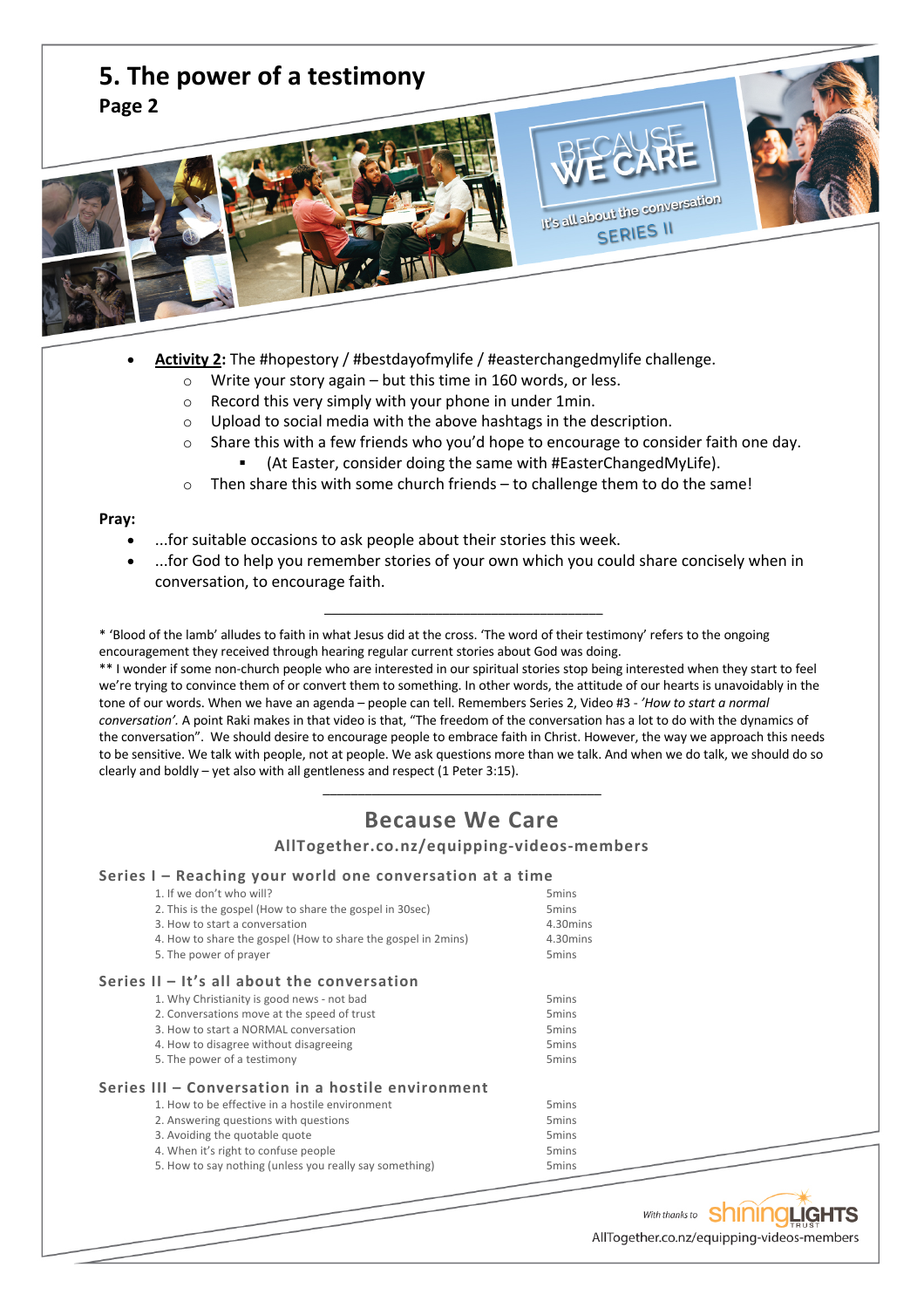# 5. The power of a testimony

## Page 2

- **Activity 2:** The #hopestory / #bestdayofmylife / #easterchangedmylife challenge.
    - Write your story again – but this time in 160 words, or less.
    - Record this very simply with your phone in under 1min.
    - Upload to social media with the above hashtags in the description.
    - Share this with a few friends who you'd hope to encourage to consider faith one day.
        - (At Easter, consider doing the same with #EasterChangedMyLife).
    - Then share this with some church friends – to challenge them to do the same!

**Pray:**

- ...for suitable occasions to ask people about their stories this week.
- ...for God to help you remember stories of your own which you could share concisely when in conversation, to encourage faith.

---

* 'Blood of the lamb' alludes to faith in what Jesus did at the cross. 'The word of their testimony' refers to the ongoing encouragement they received through hearing regular current stories about God was doing.

** I wonder if some non-church people who are interested in our spiritual stories stop being interested when they start to feel we're trying to convince them of or convert them to something. In other words, the attitude of our hearts is unavoidably in the tone of our words. When we have an agenda – people can tell. Remembers Series 2, Video #3 - *'How to start a normal conversation'.* A point Raki makes in that video is that, "The freedom of the conversation has a lot to do with the dynamics of the conversation". We should desire to encourage people to embrace faith in Christ. However, the way we approach this needs to be sensitive. We talk with people, not at people. We ask questions more than we talk. And when we do talk, we should do so clearly and boldly – yet also with all gentleness and respect (1 Peter 3:15).

---

## Because We Care

**AllTogether.co.nz/equipping-videos-members**

### Series I – Reaching your world one conversation at a time

| | |
|---|---|
| 1. If we don't who will? | 5mins |
| 2. This is the gospel (How to share the gospel in 30sec) | 5mins |
| 3. How to start a conversation | 4.30mins |
| 4. How to share the gospel (How to share the gospel in 2mins) | 4.30mins |
| 5. The power of prayer | 5mins |

### Series II – It's all about the conversation

| | |
|---|---|
| 1. Why Christianity is good news - not bad | 5mins |
| 2. Conversations move at the speed of trust | 5mins |
| 3. How to start a NORMAL conversation | 5mins |
| 4. How to disagree without disagreeing | 5mins |
| 5. The power of a testimony | 5mins |

### Series III – Conversation in a hostile environment

| | |
|---|---|
| 1. How to be effective in a hostile environment | 5mins |
| 2. Answering questions with questions | 5mins |
| 3. Avoiding the quotable quote | 5mins |
| 4. When it's right to confuse people | 5mins |
| 5. How to say nothing (unless you really say something) | 5mins |

With thanks to shiningLIGHTS TRUST

AllTogether.co.nz/equipping-videos-members